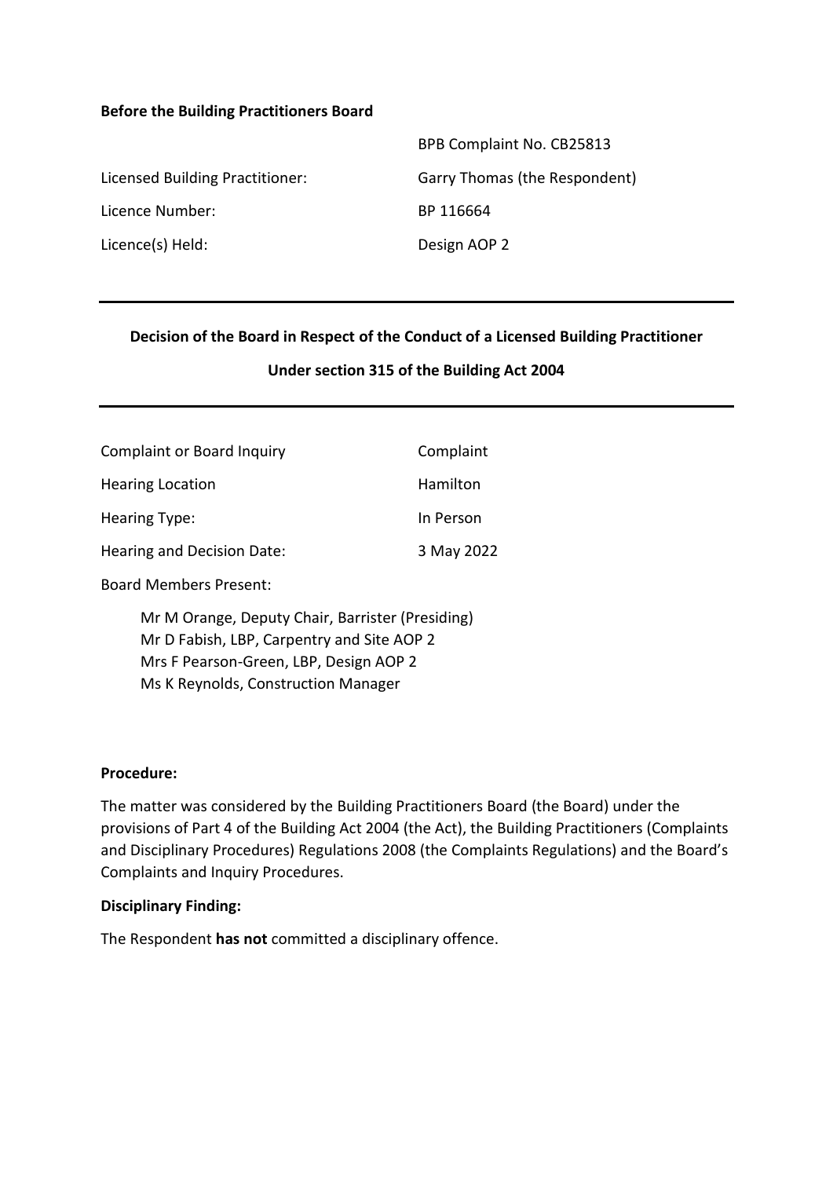**Before the Building Practitioners Board**

| | |
|---|---|
| | BPB Complaint No. CB25813 |
| Licensed Building Practitioner: | Garry Thomas (the Respondent) |
| Licence Number: | BP 116664 |
| Licence(s) Held: | Design AOP 2 |

---

**Decision of the Board in Respect of the Conduct of a Licensed Building Practitioner**

**Under section 315 of the Building Act 2004**

---

| | |
|---|---|
| Complaint or Board Inquiry | Complaint |
| Hearing Location | Hamilton |
| Hearing Type: | In Person |
| Hearing and Decision Date: | 3 May 2022 |

Board Members Present:

Mr M Orange, Deputy Chair, Barrister (Presiding)
Mr D Fabish, LBP, Carpentry and Site AOP 2
Mrs F Pearson-Green, LBP, Design AOP 2
Ms K Reynolds, Construction Manager

**Procedure:**

The matter was considered by the Building Practitioners Board (the Board) under the provisions of Part 4 of the Building Act 2004 (the Act), the Building Practitioners (Complaints and Disciplinary Procedures) Regulations 2008 (the Complaints Regulations) and the Board's Complaints and Inquiry Procedures.

**Disciplinary Finding:**

The Respondent **has not** committed a disciplinary offence.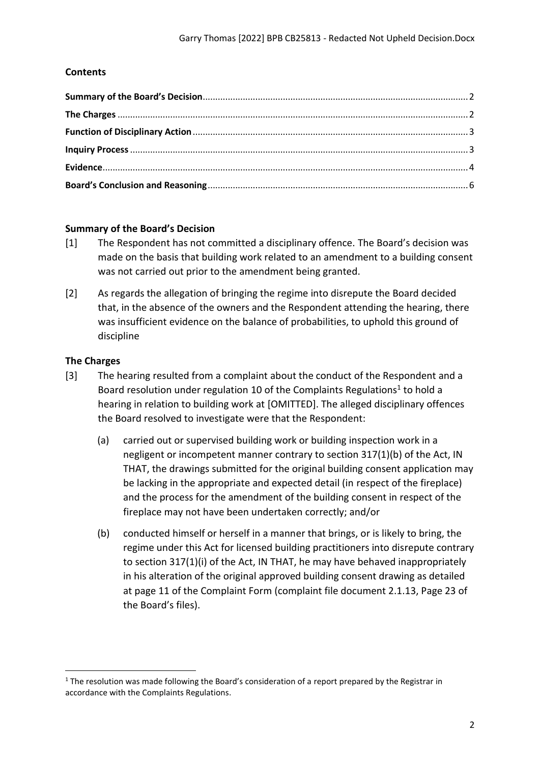## Contents

**Summary of the Board's Decision**........................................................................................................2
**The Charges**..........................................................................................................................................2
**Function of Disciplinary Action**............................................................................................................3
**Inquiry Process**.....................................................................................................................................3
**Evidence**................................................................................................................................................4
**Board's Conclusion and Reasoning**......................................................................................................6

## Summary of the Board's Decision

[1] The Respondent has not committed a disciplinary offence. The Board's decision was made on the basis that building work related to an amendment to a building consent was not carried out prior to the amendment being granted.

[2] As regards the allegation of bringing the regime into disrepute the Board decided that, in the absence of the owners and the Respondent attending the hearing, there was insufficient evidence on the balance of probabilities, to uphold this ground of discipline

## The Charges

[3] The hearing resulted from a complaint about the conduct of the Respondent and a Board resolution under regulation 10 of the Complaints Regulations[1] to hold a hearing in relation to building work at [OMITTED]. The alleged disciplinary offences the Board resolved to investigate were that the Respondent:

(a) carried out or supervised building work or building inspection work in a negligent or incompetent manner contrary to section 317(1)(b) of the Act, IN THAT, the drawings submitted for the original building consent application may be lacking in the appropriate and expected detail (in respect of the fireplace) and the process for the amendment of the building consent in respect of the fireplace may not have been undertaken correctly; and/or

(b) conducted himself or herself in a manner that brings, or is likely to bring, the regime under this Act for licensed building practitioners into disrepute contrary to section 317(1)(i) of the Act, IN THAT, he may have behaved inappropriately in his alteration of the original approved building consent drawing as detailed at page 11 of the Complaint Form (complaint file document 2.1.13, Page 23 of the Board's files).

[1] The resolution was made following the Board's consideration of a report prepared by the Registrar in accordance with the Complaints Regulations.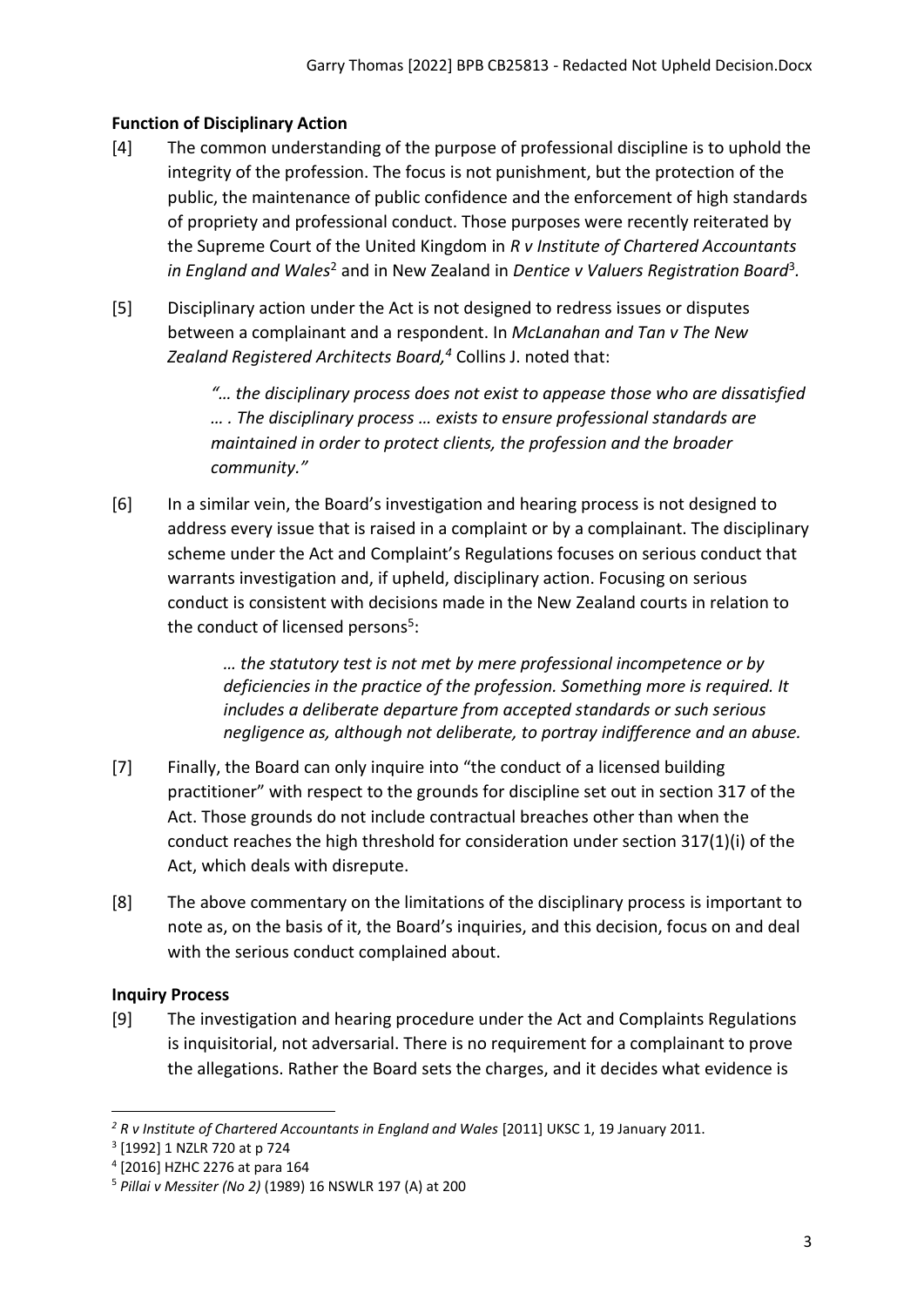## Function of Disciplinary Action

[4] The common understanding of the purpose of professional discipline is to uphold the integrity of the profession. The focus is not punishment, but the protection of the public, the maintenance of public confidence and the enforcement of high standards of propriety and professional conduct. Those purposes were recently reiterated by the Supreme Court of the United Kingdom in *R v Institute of Chartered Accountants in England and Wales*[2] and in New Zealand in *Dentice v Valuers Registration Board*[3].

[5] Disciplinary action under the Act is not designed to redress issues or disputes between a complainant and a respondent. In *McLanahan and Tan v The New Zealand Registered Architects Board,*[4] Collins J. noted that:

> *"… the disciplinary process does not exist to appease those who are dissatisfied … . The disciplinary process … exists to ensure professional standards are maintained in order to protect clients, the profession and the broader community."*

[6] In a similar vein, the Board's investigation and hearing process is not designed to address every issue that is raised in a complaint or by a complainant. The disciplinary scheme under the Act and Complaint's Regulations focuses on serious conduct that warrants investigation and, if upheld, disciplinary action. Focusing on serious conduct is consistent with decisions made in the New Zealand courts in relation to the conduct of licensed persons[5]:

> *… the statutory test is not met by mere professional incompetence or by deficiencies in the practice of the profession. Something more is required. It includes a deliberate departure from accepted standards or such serious negligence as, although not deliberate, to portray indifference and an abuse.*

[7] Finally, the Board can only inquire into "the conduct of a licensed building practitioner" with respect to the grounds for discipline set out in section 317 of the Act. Those grounds do not include contractual breaches other than when the conduct reaches the high threshold for consideration under section 317(1)(i) of the Act, which deals with disrepute.

[8] The above commentary on the limitations of the disciplinary process is important to note as, on the basis of it, the Board's inquiries, and this decision, focus on and deal with the serious conduct complained about.

## Inquiry Process

[9] The investigation and hearing procedure under the Act and Complaints Regulations is inquisitorial, not adversarial. There is no requirement for a complainant to prove the allegations. Rather the Board sets the charges, and it decides what evidence is

---

[2] *R v Institute of Chartered Accountants in England and Wales* [2011] UKSC 1, 19 January 2011.

[3] [1992] 1 NZLR 720 at p 724

[4] [2016] HZHC 2276 at para 164

[5] *Pillai v Messiter (No 2)* (1989) 16 NSWLR 197 (A) at 200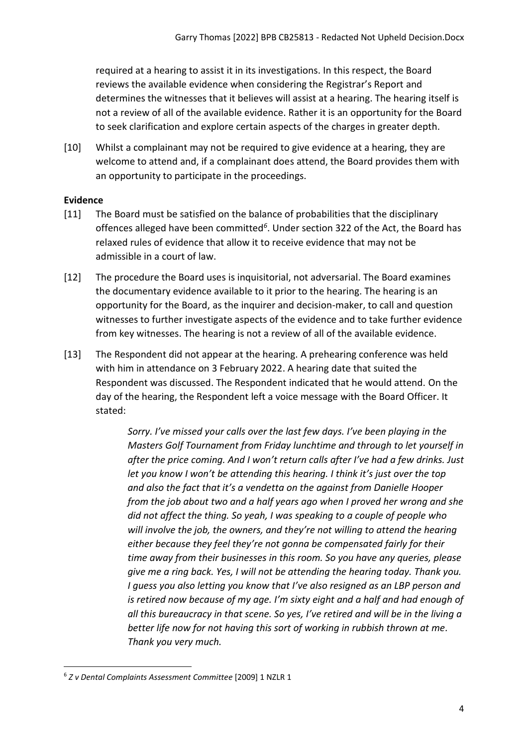required at a hearing to assist it in its investigations. In this respect, the Board reviews the available evidence when considering the Registrar's Report and determines the witnesses that it believes will assist at a hearing. The hearing itself is not a review of all of the available evidence. Rather it is an opportunity for the Board to seek clarification and explore certain aspects of the charges in greater depth.

[10] Whilst a complainant may not be required to give evidence at a hearing, they are welcome to attend and, if a complainant does attend, the Board provides them with an opportunity to participate in the proceedings.

**Evidence**

[11] The Board must be satisfied on the balance of probabilities that the disciplinary offences alleged have been committed[6]. Under section 322 of the Act, the Board has relaxed rules of evidence that allow it to receive evidence that may not be admissible in a court of law.

[12] The procedure the Board uses is inquisitorial, not adversarial. The Board examines the documentary evidence available to it prior to the hearing. The hearing is an opportunity for the Board, as the inquirer and decision-maker, to call and question witnesses to further investigate aspects of the evidence and to take further evidence from key witnesses. The hearing is not a review of all of the available evidence.

[13] The Respondent did not appear at the hearing. A prehearing conference was held with him in attendance on 3 February 2022. A hearing date that suited the Respondent was discussed. The Respondent indicated that he would attend. On the day of the hearing, the Respondent left a voice message with the Board Officer. It stated:

> *Sorry. I've missed your calls over the last few days. I've been playing in the Masters Golf Tournament from Friday lunchtime and through to let yourself in after the price coming. And I won't return calls after I've had a few drinks. Just let you know I won't be attending this hearing. I think it's just over the top and also the fact that it's a vendetta on the against from Danielle Hooper from the job about two and a half years ago when I proved her wrong and she did not affect the thing. So yeah, I was speaking to a couple of people who will involve the job, the owners, and they're not willing to attend the hearing either because they feel they're not gonna be compensated fairly for their time away from their businesses in this room. So you have any queries, please give me a ring back. Yes, I will not be attending the hearing today. Thank you. I guess you also letting you know that I've also resigned as an LBP person and is retired now because of my age. I'm sixty eight and a half and had enough of all this bureaucracy in that scene. So yes, I've retired and will be in the living a better life now for not having this sort of working in rubbish thrown at me. Thank you very much.*

---

[6] *Z v Dental Complaints Assessment Committee* [2009] 1 NZLR 1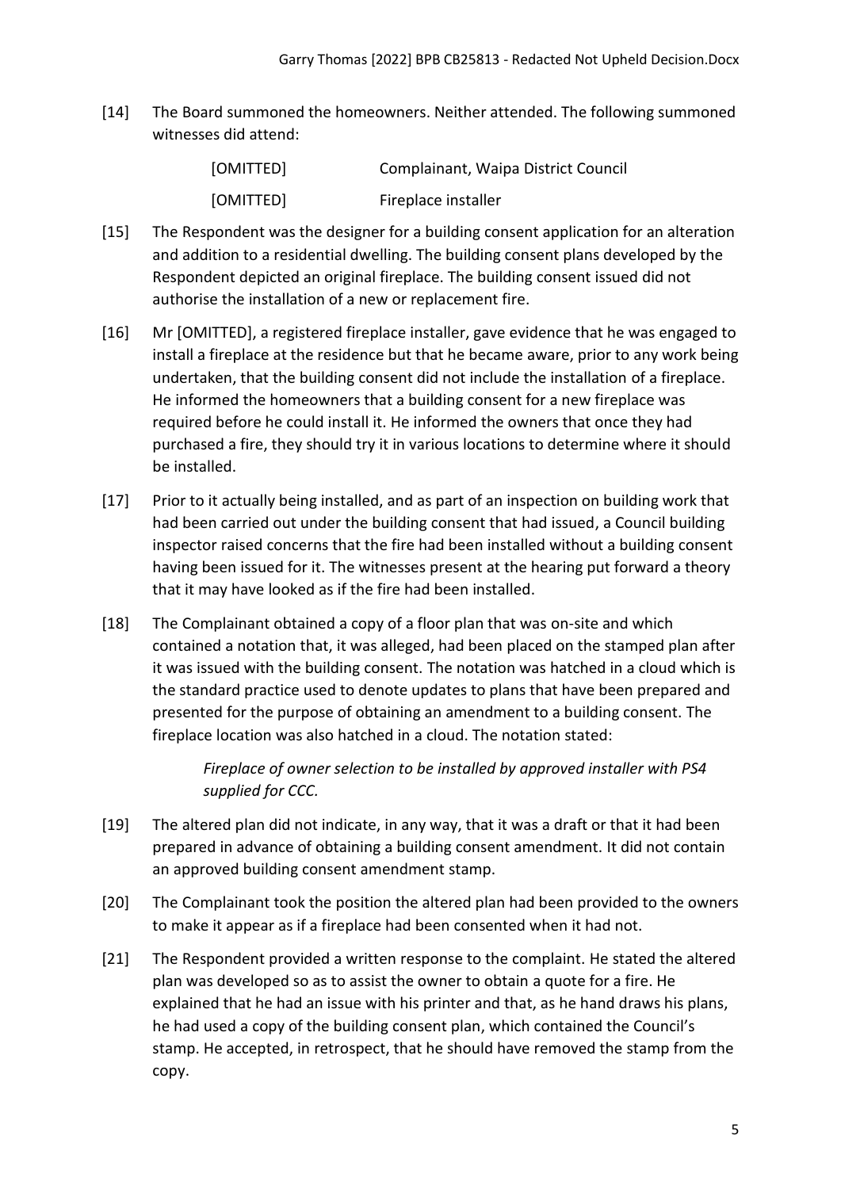[14] The Board summoned the homeowners. Neither attended. The following summoned witnesses did attend:

| | |
|---|---|
| [OMITTED] | Complainant, Waipa District Council |
| [OMITTED] | Fireplace installer |

[15] The Respondent was the designer for a building consent application for an alteration and addition to a residential dwelling. The building consent plans developed by the Respondent depicted an original fireplace. The building consent issued did not authorise the installation of a new or replacement fire.

[16] Mr [OMITTED], a registered fireplace installer, gave evidence that he was engaged to install a fireplace at the residence but that he became aware, prior to any work being undertaken, that the building consent did not include the installation of a fireplace. He informed the homeowners that a building consent for a new fireplace was required before he could install it. He informed the owners that once they had purchased a fire, they should try it in various locations to determine where it should be installed.

[17] Prior to it actually being installed, and as part of an inspection on building work that had been carried out under the building consent that had issued, a Council building inspector raised concerns that the fire had been installed without a building consent having been issued for it. The witnesses present at the hearing put forward a theory that it may have looked as if the fire had been installed.

[18] The Complainant obtained a copy of a floor plan that was on-site and which contained a notation that, it was alleged, had been placed on the stamped plan after it was issued with the building consent. The notation was hatched in a cloud which is the standard practice used to denote updates to plans that have been prepared and presented for the purpose of obtaining an amendment to a building consent. The fireplace location was also hatched in a cloud. The notation stated:

> *Fireplace of owner selection to be installed by approved installer with PS4 supplied for CCC.*

[19] The altered plan did not indicate, in any way, that it was a draft or that it had been prepared in advance of obtaining a building consent amendment. It did not contain an approved building consent amendment stamp.

[20] The Complainant took the position the altered plan had been provided to the owners to make it appear as if a fireplace had been consented when it had not.

[21] The Respondent provided a written response to the complaint. He stated the altered plan was developed so as to assist the owner to obtain a quote for a fire. He explained that he had an issue with his printer and that, as he hand draws his plans, he had used a copy of the building consent plan, which contained the Council's stamp. He accepted, in retrospect, that he should have removed the stamp from the copy.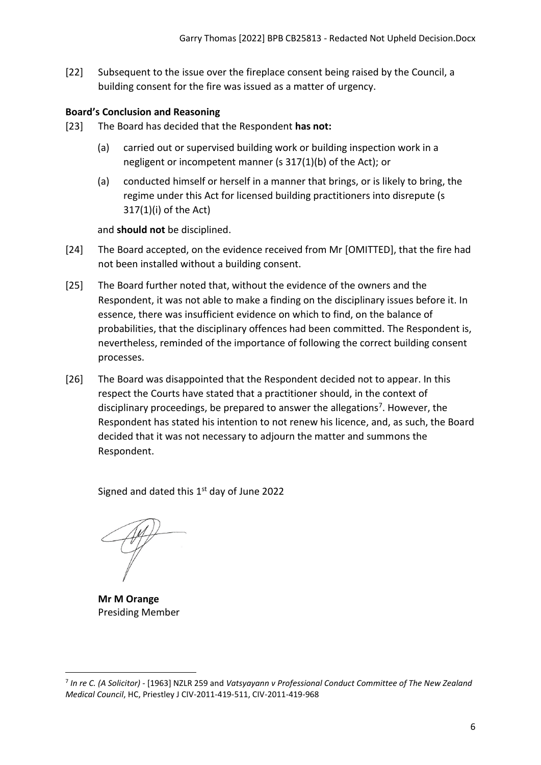[22] Subsequent to the issue over the fireplace consent being raised by the Council, a building consent for the fire was issued as a matter of urgency.

**Board's Conclusion and Reasoning**

[23] The Board has decided that the Respondent **has not:**

(a) carried out or supervised building work or building inspection work in a negligent or incompetent manner (s 317(1)(b) of the Act); or

(a) conducted himself or herself in a manner that brings, or is likely to bring, the regime under this Act for licensed building practitioners into disrepute (s 317(1)(i) of the Act)

and **should not** be disciplined.

[24] The Board accepted, on the evidence received from Mr [OMITTED], that the fire had not been installed without a building consent.

[25] The Board further noted that, without the evidence of the owners and the Respondent, it was not able to make a finding on the disciplinary issues before it. In essence, there was insufficient evidence on which to find, on the balance of probabilities, that the disciplinary offences had been committed. The Respondent is, nevertheless, reminded of the importance of following the correct building consent processes.

[26] The Board was disappointed that the Respondent decided not to appear. In this respect the Courts have stated that a practitioner should, in the context of disciplinary proceedings, be prepared to answer the allegations[7]. However, the Respondent has stated his intention to not renew his licence, and, as such, the Board decided that it was not necessary to adjourn the matter and summons the Respondent.

Signed and dated this 1st day of June 2022

**Mr M Orange**
Presiding Member

[7] *In re C. (A Solicitor)* - [1963] NZLR 259 and *Vatsyayann v Professional Conduct Committee of The New Zealand Medical Council*, HC, Priestley J CIV-2011-419-511, CIV-2011-419-968